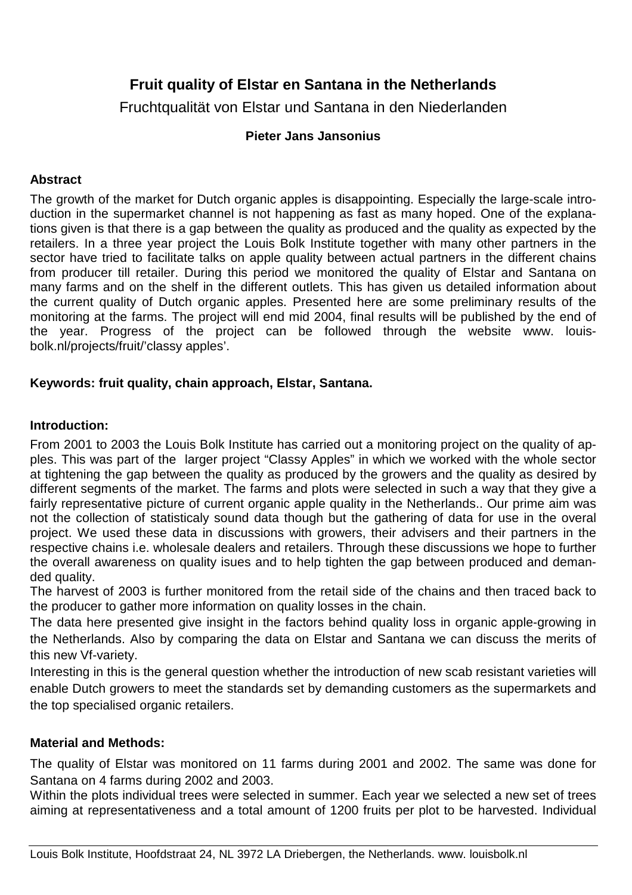# Fruit quality of Elstar en Santana in the Netherlands

Fruchtqualität von Elstar und Santana in den Niederlanden

**Pieter Jans Jansonius**

## Abstract

The growth of the market for Dutch organic apples is disappointing. Especially the large-scale introduction in the supermarket channel is not happening as fast as many hoped. One of the explanations given is that there is a gap between the quality as produced and the quality as expected by the retailers. In a three year project the Louis Bolk Institute together with many other partners in the sector have tried to facilitate talks on apple quality between actual partners in the different chains from producer till retailer. During this period we monitored the quality of Elstar and Santana on many farms and on the shelf in the different outlets. This has given us detailed information about the current quality of Dutch organic apples. Presented here are some preliminary results of the monitoring at the farms. The project will end mid 2004, final results will be published by the end of the year. Progress of the project can be followed through the website www. louis-bolk.nl/projects/fruit/'classy apples'.

**Keywords: fruit quality, chain approach, Elstar, Santana.**

## Introduction:

From 2001 to 2003 the Louis Bolk Institute has carried out a monitoring project on the quality of apples. This was part of the larger project "Classy Apples" in which we worked with the whole sector at tightening the gap between the quality as produced by the growers and the quality as desired by different segments of the market. The farms and plots were selected in such a way that they give a fairly representative picture of current organic apple quality in the Netherlands.. Our prime aim was not the collection of statisticaly sound data though but the gathering of data for use in the overal project. We used these data in discussions with growers, their advisers and their partners in the respective chains i.e. wholesale dealers and retailers. Through these discussions we hope to further the overall awareness on quality isues and to help tighten the gap between produced and demanded quality.

The harvest of 2003 is further monitored from the retail side of the chains and then traced back to the producer to gather more information on quality losses in the chain.

The data here presented give insight in the factors behind quality loss in organic apple-growing in the Netherlands. Also by comparing the data on Elstar and Santana we can discuss the merits of this new Vf-variety.

Interesting in this is the general question whether the introduction of new scab resistant varieties will enable Dutch growers to meet the standards set by demanding customers as the supermarkets and the top specialised organic retailers.

## Material and Methods:

The quality of Elstar was monitored on 11 farms during 2001 and 2002. The same was done for Santana on 4 farms during 2002 and 2003.

Within the plots individual trees were selected in summer. Each year we selected a new set of trees aiming at representativeness and a total amount of 1200 fruits per plot to be harvested. Individual

Louis Bolk Institute, Hoofdstraat 24, NL 3972 LA Driebergen, the Netherlands. www. louisbolk.nl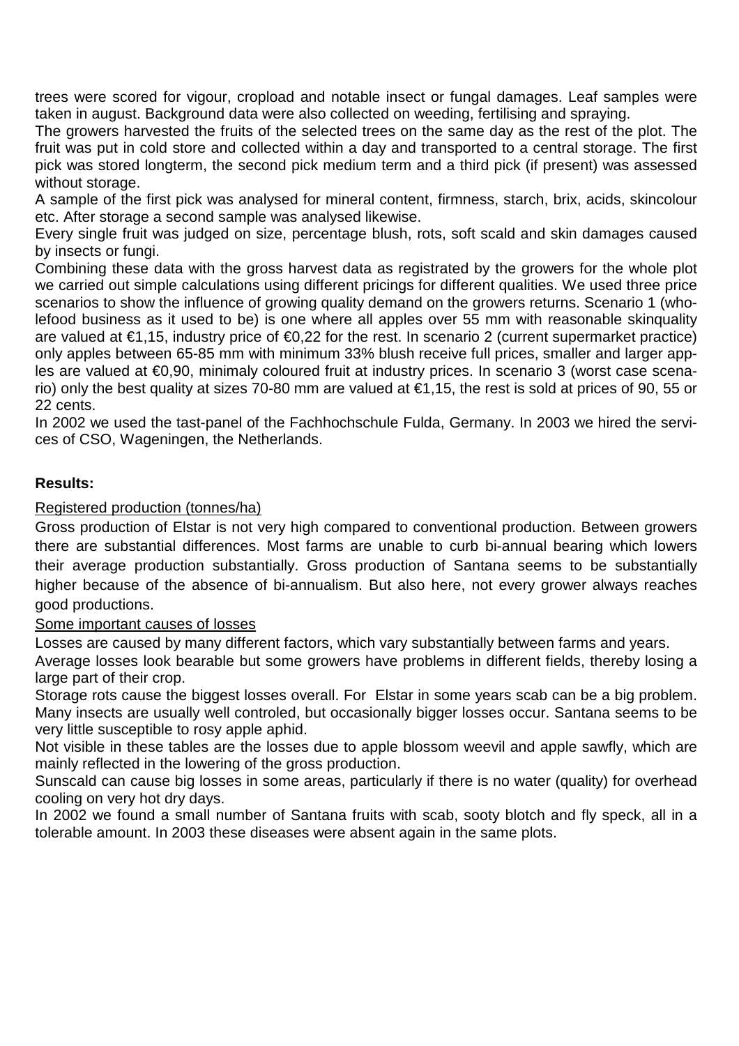trees were scored for vigour, cropload and notable insect or fungal damages. Leaf samples were taken in august. Background data were also collected on weeding, fertilising and spraying.

The growers harvested the fruits of the selected trees on the same day as the rest of the plot. The fruit was put in cold store and collected within a day and transported to a central storage. The first pick was stored longterm, the second pick medium term and a third pick (if present) was assessed without storage.

A sample of the first pick was analysed for mineral content, firmness, starch, brix, acids, skincolour etc. After storage a second sample was analysed likewise.

Every single fruit was judged on size, percentage blush, rots, soft scald and skin damages caused by insects or fungi.

Combining these data with the gross harvest data as registrated by the growers for the whole plot we carried out simple calculations using different pricings for different qualities. We used three price scenarios to show the influence of growing quality demand on the growers returns. Scenario 1 (wholefood business as it used to be) is one where all apples over 55 mm with reasonable skinquality are valued at €1,15, industry price of €0,22 for the rest. In scenario 2 (current supermarket practice) only apples between 65-85 mm with minimum 33% blush receive full prices, smaller and larger apples are valued at €0,90, minimaly coloured fruit at industry prices. In scenario 3 (worst case scenario) only the best quality at sizes 70-80 mm are valued at €1,15, the rest is sold at prices of 90, 55 or 22 cents.

In 2002 we used the tast-panel of the Fachhochschule Fulda, Germany. In 2003 we hired the services of CSO, Wageningen, the Netherlands.

**Results:**

Registered production (tonnes/ha)

Gross production of Elstar is not very high compared to conventional production. Between growers there are substantial differences. Most farms are unable to curb bi-annual bearing which lowers their average production substantially. Gross production of Santana seems to be substantially higher because of the absence of bi-annualism. But also here, not every grower always reaches good productions.

Some important causes of losses

Losses are caused by many different factors, which vary substantially between farms and years.

Average losses look bearable but some growers have problems in different fields, thereby losing a large part of their crop.

Storage rots cause the biggest losses overall. For Elstar in some years scab can be a big problem. Many insects are usually well controled, but occasionally bigger losses occur. Santana seems to be very little susceptible to rosy apple aphid.

Not visible in these tables are the losses due to apple blossom weevil and apple sawfly, which are mainly reflected in the lowering of the gross production.

Sunscald can cause big losses in some areas, particularly if there is no water (quality) for overhead cooling on very hot dry days.

In 2002 we found a small number of Santana fruits with scab, sooty blotch and fly speck, all in a tolerable amount. In 2003 these diseases were absent again in the same plots.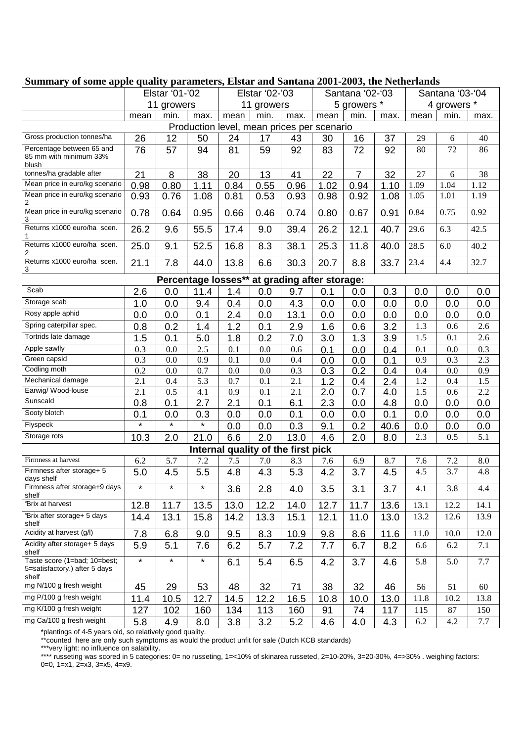**Summary of some apple quality parameters, Elstar and Santana 2001-2003, the Netherlands**

| | Elstar '01-'02 11 growers | | | Elstar '02-'03 11 growers | | | Santana '02-'03 5 growers * | | | Santana '03-'04 4 growers * | | |
|---|---|---|---|---|---|---|---|---|---|---|---|---|
| | mean | min. | max. | mean | min. | max. | mean | min. | max. | mean | min. | max. |
| **Production level, mean prices per scenario** | | | | | | | | | | | | |
| Gross production tonnes/ha | 26 | 12 | 50 | 24 | 17 | 43 | 30 | 16 | 37 | 29 | 6 | 40 |
| Percentage between 65 and 85 mm with minimum 33% blush | 76 | 57 | 94 | 81 | 59 | 92 | 83 | 72 | 92 | 80 | 72 | 86 |
| tonnes/ha gradable after | 21 | 8 | 38 | 20 | 13 | 41 | 22 | 7 | 32 | 27 | 6 | 38 |
| Mean price in euro/kg scenario | 0.98 | 0.80 | 1.11 | 0.84 | 0.55 | 0.96 | 1.02 | 0.94 | 1.10 | 1.09 | 1.04 | 1.12 |
| Mean price in euro/kg scenario 2 | 0.93 | 0.76 | 1.08 | 0.81 | 0.53 | 0.93 | 0.98 | 0.92 | 1.08 | 1.05 | 1.01 | 1.19 |
| Mean price in euro/kg scenario 3 | 0.78 | 0.64 | 0.95 | 0.66 | 0.46 | 0.74 | 0.80 | 0.67 | 0.91 | 0.84 | 0.75 | 0.92 |
| Returns x1000 euro/ha scen. 1 | 26.2 | 9.6 | 55.5 | 17.4 | 9.0 | 39.4 | 26.2 | 12.1 | 40.7 | 29.6 | 6.3 | 42.5 |
| Returns x1000 euro/ha scen. 2 | 25.0 | 9.1 | 52.5 | 16.8 | 8.3 | 38.1 | 25.3 | 11.8 | 40.0 | 28.5 | 6.0 | 40.2 |
| Returns x1000 euro/ha scen. 3 | 21.1 | 7.8 | 44.0 | 13.8 | 6.6 | 30.3 | 20.7 | 8.8 | 33.7 | 23.4 | 4.4 | 32.7 |
| **Percentage losses** at grading after storage:** | | | | | | | | | | | | |
| Scab | 2.6 | 0.0 | 11.4 | 1.4 | 0.0 | 9.7 | 0.1 | 0.0 | 0.3 | 0.0 | 0.0 | 0.0 |
| Storage scab | 1.0 | 0.0 | 9.4 | 0.4 | 0.0 | 4.3 | 0.0 | 0.0 | 0.0 | 0.0 | 0.0 | 0.0 |
| Rosy apple aphid | 0.0 | 0.0 | 0.1 | 2.4 | 0.0 | 13.1 | 0.0 | 0.0 | 0.0 | 0.0 | 0.0 | 0.0 |
| Spring caterpillar spec. | 0.8 | 0.2 | 1.4 | 1.2 | 0.1 | 2.9 | 1.6 | 0.6 | 3.2 | 1.3 | 0.6 | 2.6 |
| Tortrids late damage | 1.5 | 0.1 | 5.0 | 1.8 | 0.2 | 7.0 | 3.0 | 1.3 | 3.9 | 1.5 | 0.1 | 2.6 |
| Apple sawfly | 0.3 | 0.0 | 2.5 | 0.1 | 0.0 | 0.6 | 0.1 | 0.0 | 0.4 | 0.1 | 0.0 | 0.3 |
| Green capsid | 0.3 | 0.0 | 0.9 | 0.1 | 0.0 | 0.4 | 0.0 | 0.0 | 0.1 | 0.9 | 0.3 | 2.3 |
| Codling moth | 0.2 | 0.0 | 0.7 | 0.0 | 0.0 | 0.3 | 0.3 | 0.2 | 0.4 | 0.4 | 0.0 | 0.9 |
| Mechanical damage | 2.1 | 0.4 | 5.3 | 0.7 | 0.1 | 2.1 | 1.2 | 0.4 | 2.4 | 1.2 | 0.4 | 1.5 |
| Earwig/ Wood-louse | 2.1 | 0.5 | 4.1 | 0.9 | 0.1 | 2.1 | 2.0 | 0.7 | 4.0 | 1.5 | 0.6 | 2.2 |
| Sunscald | 0.8 | 0.1 | 2.7 | 2.1 | 0.1 | 6.1 | 2.3 | 0.0 | 4.8 | 0.0 | 0.0 | 0.0 |
| Sooty blotch | 0.1 | 0.0 | 0.3 | 0.0 | 0.0 | 0.1 | 0.0 | 0.0 | 0.1 | 0.0 | 0.0 | 0.0 |
| Flyspeck | * | * | * | 0.0 | 0.0 | 0.3 | 9.1 | 0.2 | 40.6 | 0.0 | 0.0 | 0.0 |
| Storage rots | 10.3 | 2.0 | 21.0 | 6.6 | 2.0 | 13.0 | 4.6 | 2.0 | 8.0 | 2.3 | 0.5 | 5.1 |
| **Internal quality of the first pick** | | | | | | | | | | | | |
| Firmness at harvest | 6.2 | 5.7 | 7.2 | 7.5 | 7.0 | 8.3 | 7.6 | 6.9 | 8.7 | 7.6 | 7.2 | 8.0 |
| Firmness after storage+ 5 days shelf | 5.0 | 4.5 | 5.5 | 4.8 | 4.3 | 5.3 | 4.2 | 3.7 | 4.5 | 4.5 | 3.7 | 4.8 |
| Firmness after storage+9 days shelf | * | * | * | 3.6 | 2.8 | 4.0 | 3.5 | 3.1 | 3.7 | 4.1 | 3.8 | 4.4 |
| ºBrix at harvest | 12.8 | 11.7 | 13.5 | 13.0 | 12.2 | 14.0 | 12.7 | 11.7 | 13.6 | 13.1 | 12.2 | 14.1 |
| ºBrix after storage+ 5 days shelf | 14.4 | 13.1 | 15.8 | 14.2 | 13.3 | 15.1 | 12.1 | 11.0 | 13.0 | 13.2 | 12.6 | 13.9 |
| Acidity at harvest (g/l) | 7.8 | 6.8 | 9.0 | 9.5 | 8.3 | 10.9 | 9.8 | 8.6 | 11.6 | 11.0 | 10.0 | 12.0 |
| Acidity after storage+ 5 days shelf | 5.9 | 5.1 | 7.6 | 6.2 | 5.7 | 7.2 | 7.7 | 6.7 | 8.2 | 6.6 | 6.2 | 7.1 |
| Taste score (1=bad; 10=best; 5=satisfactory.) after 5 days shelf | * | * | * | 6.1 | 5.4 | 6.5 | 4.2 | 3.7 | 4.6 | 5.8 | 5.0 | 7.7 |
| mg N/100 g fresh weight | 45 | 29 | 53 | 48 | 32 | 71 | 38 | 32 | 46 | 56 | 51 | 60 |
| mg P/100 g fresh weight | 11.4 | 10.5 | 12.7 | 14.5 | 12.2 | 16.5 | 10.8 | 10.0 | 13.0 | 11.8 | 10.2 | 13.8 |
| mg K/100 g fresh weight | 127 | 102 | 160 | 134 | 113 | 160 | 91 | 74 | 117 | 115 | 87 | 150 |
| mg Ca/100 g fresh weight | 5.8 | 4.9 | 8.0 | 3.8 | 3.2 | 5.2 | 4.6 | 4.0 | 4.3 | 6.2 | 4.2 | 7.7 |

*plantings of 4-5 years old, so relatively good quality.

**counted here are only such symptoms as would the product unfit for sale (Dutch KCB standards)

***very light: no influence on salability.

**** russeting was scored in 5 categories: 0= no russeting, 1=<10% of skinarea russeted, 2=10-20%, 3=20-30%, 4=>30% . weighing factors: 0=0, 1=x1, 2=x3, 3=x5, 4=x9.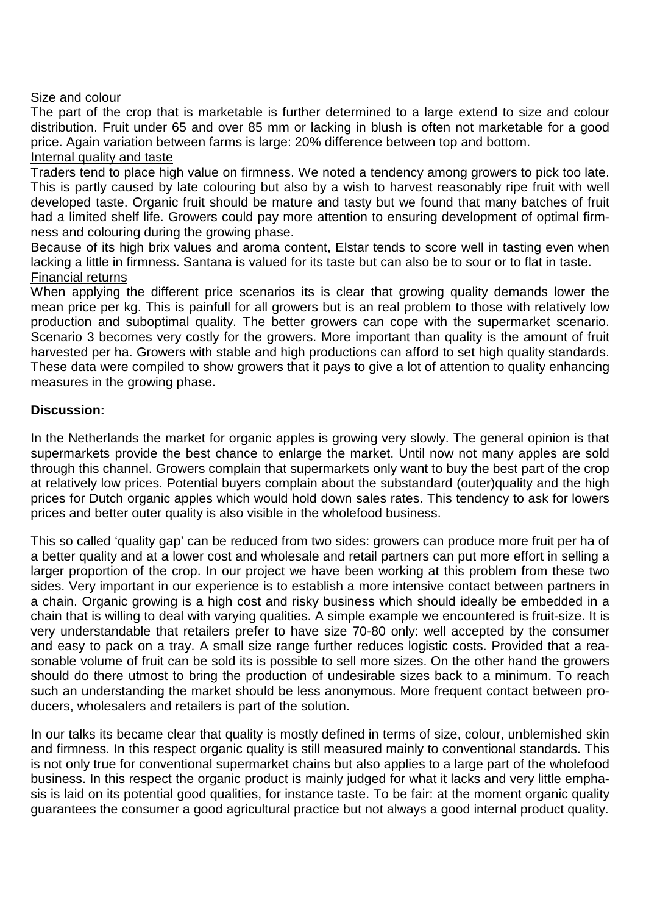Size and colour

The part of the crop that is marketable is further determined to a large extend to size and colour distribution. Fruit under 65 and over 85 mm or lacking in blush is often not marketable for a good price. Again variation between farms is large: 20% difference between top and bottom.

Internal quality and taste

Traders tend to place high value on firmness. We noted a tendency among growers to pick too late. This is partly caused by late colouring but also by a wish to harvest reasonably ripe fruit with well developed taste. Organic fruit should be mature and tasty but we found that many batches of fruit had a limited shelf life. Growers could pay more attention to ensuring development of optimal firmness and colouring during the growing phase.

Because of its high brix values and aroma content, Elstar tends to score well in tasting even when lacking a little in firmness. Santana is valued for its taste but can also be to sour or to flat in taste.

Financial returns

When applying the different price scenarios its is clear that growing quality demands lower the mean price per kg. This is painfull for all growers but is an real problem to those with relatively low production and suboptimal quality. The better growers can cope with the supermarket scenario. Scenario 3 becomes very costly for the growers. More important than quality is the amount of fruit harvested per ha. Growers with stable and high productions can afford to set high quality standards. These data were compiled to show growers that it pays to give a lot of attention to quality enhancing measures in the growing phase.

**Discussion:**

In the Netherlands the market for organic apples is growing very slowly. The general opinion is that supermarkets provide the best chance to enlarge the market. Until now not many apples are sold through this channel. Growers complain that supermarkets only want to buy the best part of the crop at relatively low prices. Potential buyers complain about the substandard (outer)quality and the high prices for Dutch organic apples which would hold down sales rates. This tendency to ask for lowers prices and better outer quality is also visible in the wholefood business.

This so called 'quality gap' can be reduced from two sides: growers can produce more fruit per ha of a better quality and at a lower cost and wholesale and retail partners can put more effort in selling a larger proportion of the crop. In our project we have been working at this problem from these two sides. Very important in our experience is to establish a more intensive contact between partners in a chain. Organic growing is a high cost and risky business which should ideally be embedded in a chain that is willing to deal with varying qualities. A simple example we encountered is fruit-size. It is very understandable that retailers prefer to have size 70-80 only: well accepted by the consumer and easy to pack on a tray. A small size range further reduces logistic costs. Provided that a reasonable volume of fruit can be sold its is possible to sell more sizes. On the other hand the growers should do there utmost to bring the production of undesirable sizes back to a minimum. To reach such an understanding the market should be less anonymous. More frequent contact between producers, wholesalers and retailers is part of the solution.

In our talks its became clear that quality is mostly defined in terms of size, colour, unblemished skin and firmness. In this respect organic quality is still measured mainly to conventional standards. This is not only true for conventional supermarket chains but also applies to a large part of the wholefood business. In this respect the organic product is mainly judged for what it lacks and very little emphasis is laid on its potential good qualities, for instance taste. To be fair: at the moment organic quality guarantees the consumer a good agricultural practice but not always a good internal product quality.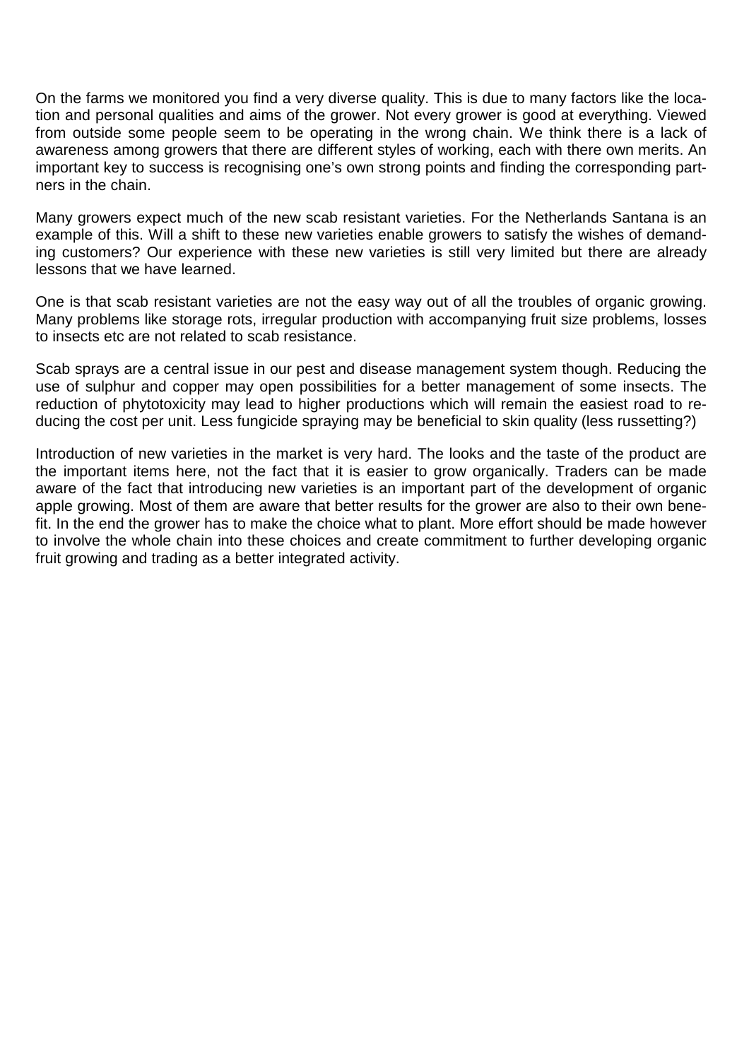On the farms we monitored you find a very diverse quality. This is due to many factors like the location and personal qualities and aims of the grower. Not every grower is good at everything. Viewed from outside some people seem to be operating in the wrong chain. We think there is a lack of awareness among growers that there are different styles of working, each with there own merits. An important key to success is recognising one's own strong points and finding the corresponding partners in the chain.

Many growers expect much of the new scab resistant varieties. For the Netherlands Santana is an example of this. Will a shift to these new varieties enable growers to satisfy the wishes of demanding customers? Our experience with these new varieties is still very limited but there are already lessons that we have learned.

One is that scab resistant varieties are not the easy way out of all the troubles of organic growing. Many problems like storage rots, irregular production with accompanying fruit size problems, losses to insects etc are not related to scab resistance.

Scab sprays are a central issue in our pest and disease management system though. Reducing the use of sulphur and copper may open possibilities for a better management of some insects. The reduction of phytotoxicity may lead to higher productions which will remain the easiest road to reducing the cost per unit. Less fungicide spraying may be beneficial to skin quality (less russetting?)

Introduction of new varieties in the market is very hard. The looks and the taste of the product are the important items here, not the fact that it is easier to grow organically. Traders can be made aware of the fact that introducing new varieties is an important part of the development of organic apple growing. Most of them are aware that better results for the grower are also to their own benefit. In the end the grower has to make the choice what to plant. More effort should be made however to involve the whole chain into these choices and create commitment to further developing organic fruit growing and trading as a better integrated activity.